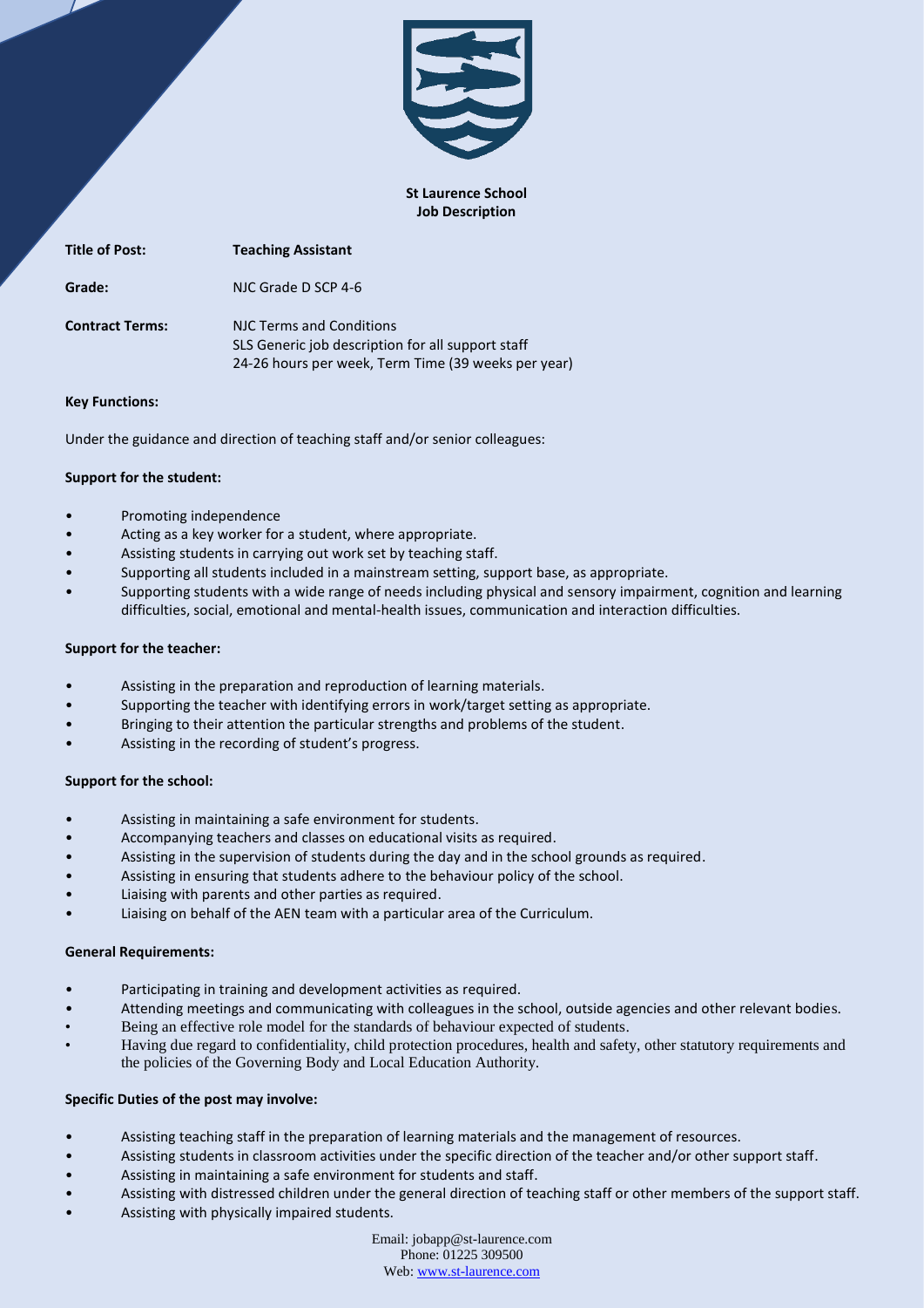**St Laurence School**
**Job Description**

| | |
|---|---|
| **Title of Post:** | **Teaching Assistant** |
| **Grade:** | NJC Grade D SCP 4-6 |
| **Contract Terms:** | NJC Terms and Conditions<br>SLS Generic job description for all support staff<br>24-26 hours per week, Term Time (39 weeks per year) |

**Key Functions:**

Under the guidance and direction of teaching staff and/or senior colleagues:

**Support for the student:**

- Promoting independence
- Acting as a key worker for a student, where appropriate.
- Assisting students in carrying out work set by teaching staff.
- Supporting all students included in a mainstream setting, support base, as appropriate.
- Supporting students with a wide range of needs including physical and sensory impairment, cognition and learning difficulties, social, emotional and mental-health issues, communication and interaction difficulties.

**Support for the teacher:**

- Assisting in the preparation and reproduction of learning materials.
- Supporting the teacher with identifying errors in work/target setting as appropriate.
- Bringing to their attention the particular strengths and problems of the student.
- Assisting in the recording of student's progress.

**Support for the school:**

- Assisting in maintaining a safe environment for students.
- Accompanying teachers and classes on educational visits as required.
- Assisting in the supervision of students during the day and in the school grounds as required.
- Assisting in ensuring that students adhere to the behaviour policy of the school.
- Liaising with parents and other parties as required.
- Liaising on behalf of the AEN team with a particular area of the Curriculum.

**General Requirements:**

- Participating in training and development activities as required.
- Attending meetings and communicating with colleagues in the school, outside agencies and other relevant bodies.
- Being an effective role model for the standards of behaviour expected of students.
- Having due regard to confidentiality, child protection procedures, health and safety, other statutory requirements and the policies of the Governing Body and Local Education Authority.

**Specific Duties of the post may involve:**

- Assisting teaching staff in the preparation of learning materials and the management of resources.
- Assisting students in classroom activities under the specific direction of the teacher and/or other support staff.
- Assisting in maintaining a safe environment for students and staff.
- Assisting with distressed children under the general direction of teaching staff or other members of the support staff.
- Assisting with physically impaired students.

Email: jobapp@st-laurence.com
Phone: 01225 309500
Web: www.st-laurence.com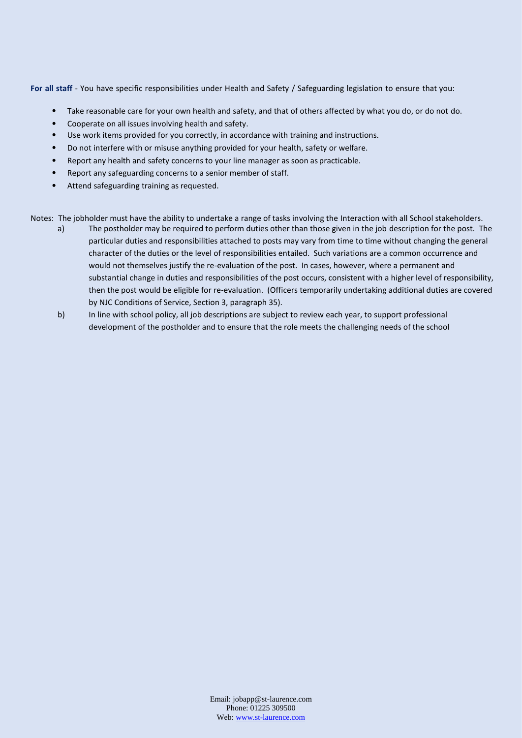**For all staff** - You have specific responsibilities under Health and Safety / Safeguarding legislation to ensure that you:

- Take reasonable care for your own health and safety, and that of others affected by what you do, or do not do.
- Cooperate on all issues involving health and safety.
- Use work items provided for you correctly, in accordance with training and instructions.
- Do not interfere with or misuse anything provided for your health, safety or welfare.
- Report any health and safety concerns to your line manager as soon as practicable.
- Report any safeguarding concerns to a senior member of staff.
- Attend safeguarding training as requested.

Notes: The jobholder must have the ability to undertake a range of tasks involving the Interaction with all School stakeholders.

a) The postholder may be required to perform duties other than those given in the job description for the post. The particular duties and responsibilities attached to posts may vary from time to time without changing the general character of the duties or the level of responsibilities entailed. Such variations are a common occurrence and would not themselves justify the re-evaluation of the post. In cases, however, where a permanent and substantial change in duties and responsibilities of the post occurs, consistent with a higher level of responsibility, then the post would be eligible for re-evaluation. (Officers temporarily undertaking additional duties are covered by NJC Conditions of Service, Section 3, paragraph 35).

b) In line with school policy, all job descriptions are subject to review each year, to support professional development of the postholder and to ensure that the role meets the challenging needs of the school

Email: jobapp@st-laurence.com
Phone: 01225 309500
Web: www.st-laurence.com